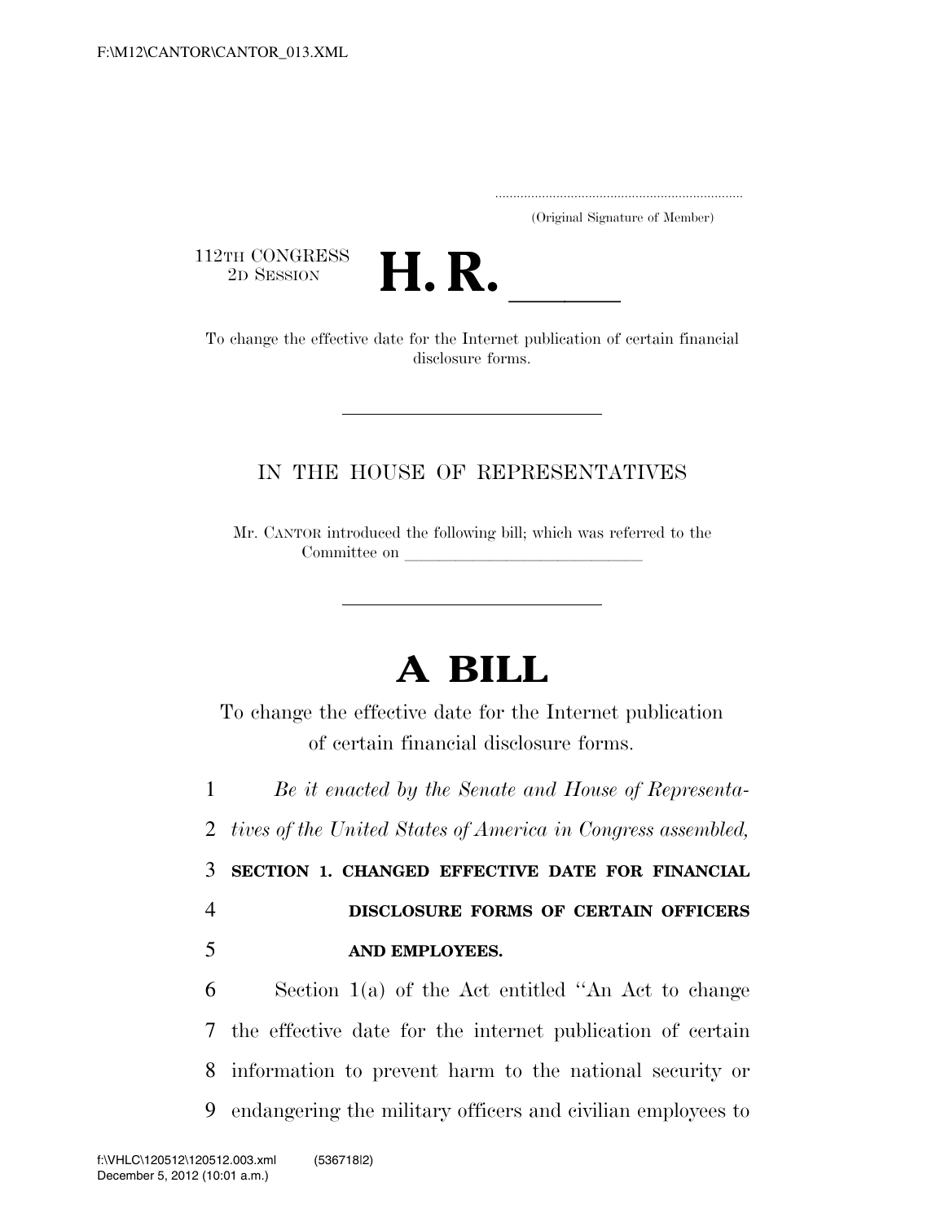F:\M12\CANTOR\CANTOR_013.XML

.....................................................................
(Original Signature of Member)

112TH CONGRESS
2D SESSION

# H. R. \_\_\_\_\_\_

To change the effective date for the Internet publication of certain financial disclosure forms.

---

IN THE HOUSE OF REPRESENTATIVES

Mr. CANTOR introduced the following bill; which was referred to the Committee on \_\_\_\_\_\_\_\_\_\_\_\_\_\_\_\_\_\_\_\_\_\_\_\_\_\_\_\_\_\_

---

# A BILL

To change the effective date for the Internet publication of certain financial disclosure forms.

1 *Be it enacted by the Senate and House of Representa-*
2 *tives of the United States of America in Congress assembled,*

3 **SECTION 1. CHANGED EFFECTIVE DATE FOR FINANCIAL**
4 **DISCLOSURE FORMS OF CERTAIN OFFICERS**
5 **AND EMPLOYEES.**

6 Section 1(a) of the Act entitled "An Act to change
7 the effective date for the internet publication of certain
8 information to prevent harm to the national security or
9 endangering the military officers and civilian employees to

f:\VHLC\120512\120512.003.xml (536718|2)
December 5, 2012 (10:01 a.m.)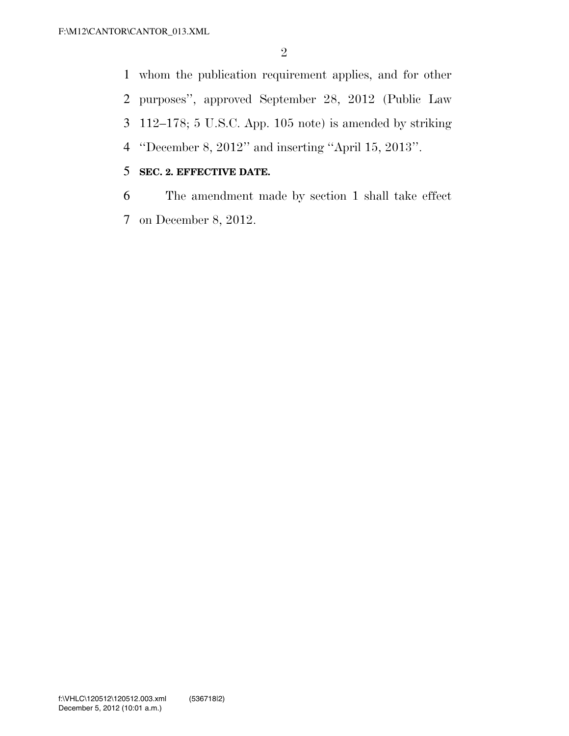whom the publication requirement applies, and for other purposes'', approved September 28, 2012 (Public Law 112–178; 5 U.S.C. App. 105 note) is amended by striking ''December 8, 2012'' and inserting ''April 15, 2013''.

**SEC. 2. EFFECTIVE DATE.**

The amendment made by section 1 shall take effect on December 8, 2012.